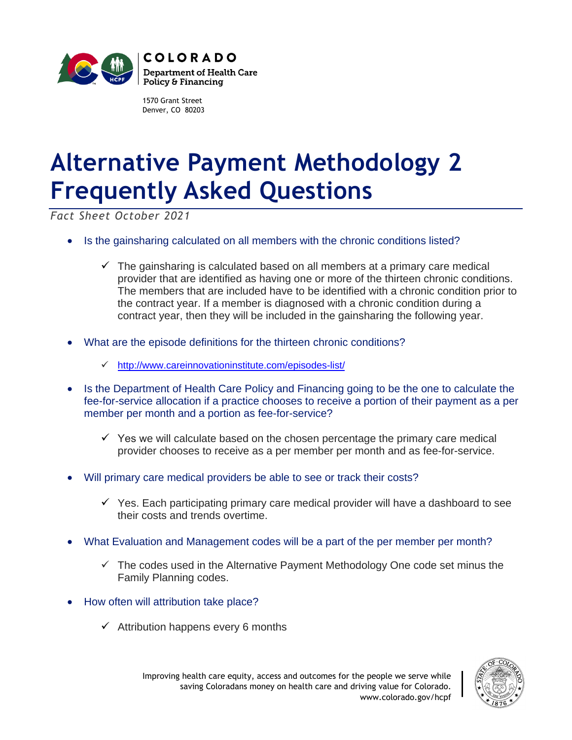COLORADO
Department of Health Care Policy & Financing

1570 Grant Street
Denver, CO 80203

# Alternative Payment Methodology 2 Frequently Asked Questions

*Fact Sheet October 2021*

- Is the gainsharing calculated on all members with the chronic conditions listed?
  - ✓ The gainsharing is calculated based on all members at a primary care medical provider that are identified as having one or more of the thirteen chronic conditions. The members that are included have to be identified with a chronic condition prior to the contract year. If a member is diagnosed with a chronic condition during a contract year, then they will be included in the gainsharing the following year.
- What are the episode definitions for the thirteen chronic conditions?
  - ✓ http://www.careinnovationinstitute.com/episodes-list/
- Is the Department of Health Care Policy and Financing going to be the one to calculate the fee-for-service allocation if a practice chooses to receive a portion of their payment as a per member per month and a portion as fee-for-service?
  - ✓ Yes we will calculate based on the chosen percentage the primary care medical provider chooses to receive as a per member per month and as fee-for-service.
- Will primary care medical providers be able to see or track their costs?
  - ✓ Yes. Each participating primary care medical provider will have a dashboard to see their costs and trends overtime.
- What Evaluation and Management codes will be a part of the per member per month?
  - ✓ The codes used in the Alternative Payment Methodology One code set minus the Family Planning codes.
- How often will attribution take place?
  - ✓ Attribution happens every 6 months

Improving health care equity, access and outcomes for the people we serve while saving Coloradans money on health care and driving value for Colorado.
www.colorado.gov/hcpf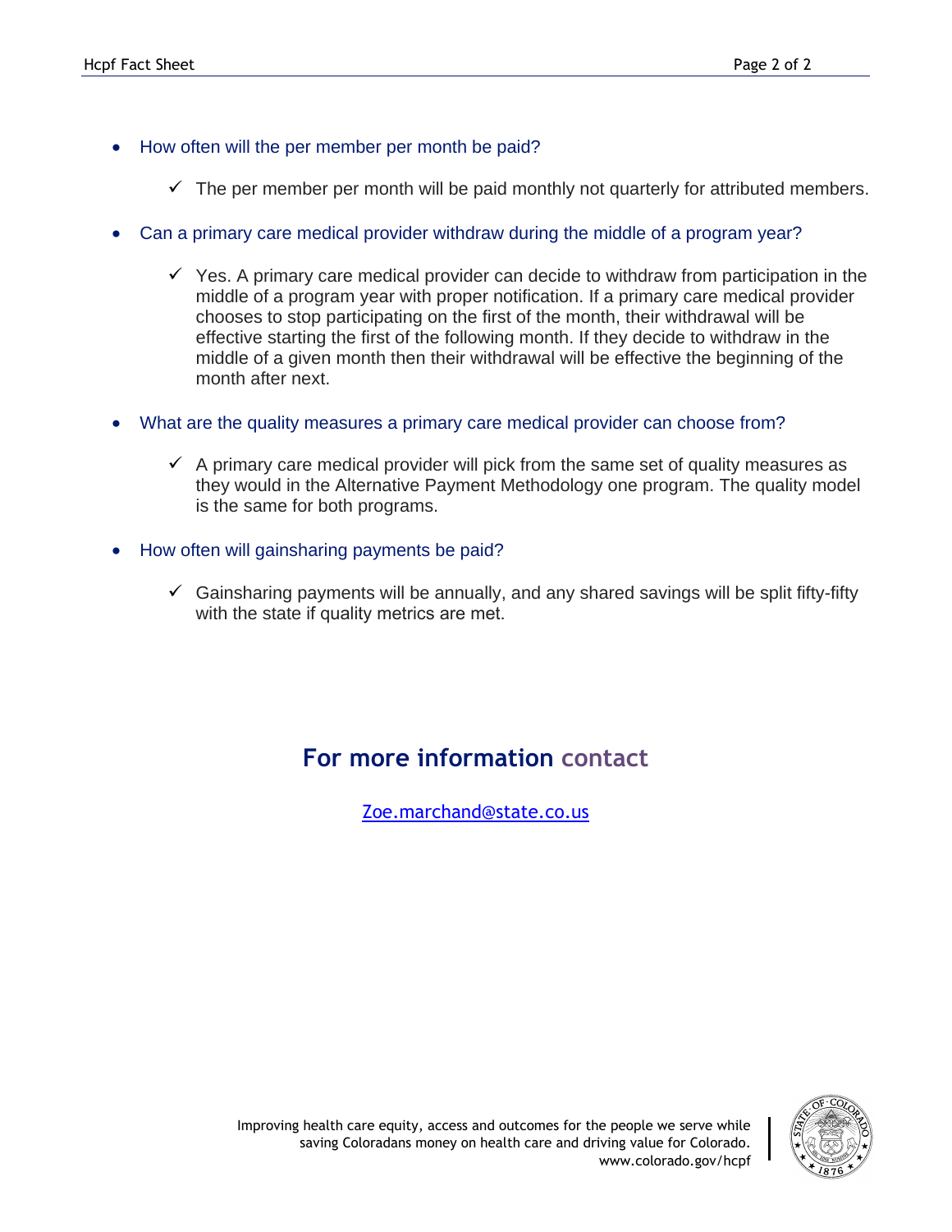- How often will the per member per month be paid?

  ✓ The per member per month will be paid monthly not quarterly for attributed members.

- Can a primary care medical provider withdraw during the middle of a program year?

  ✓ Yes. A primary care medical provider can decide to withdraw from participation in the middle of a program year with proper notification. If a primary care medical provider chooses to stop participating on the first of the month, their withdrawal will be effective starting the first of the following month. If they decide to withdraw in the middle of a given month then their withdrawal will be effective the beginning of the month after next.

- What are the quality measures a primary care medical provider can choose from?

  ✓ A primary care medical provider will pick from the same set of quality measures as they would in the Alternative Payment Methodology one program. The quality model is the same for both programs.

- How often will gainsharing payments be paid?

  ✓ Gainsharing payments will be annually, and any shared savings will be split fifty-fifty with the state if quality metrics are met.

## For more information contact

Zoe.marchand@state.co.us

Improving health care equity, access and outcomes for the people we serve while saving Coloradans money on health care and driving value for Colorado.
www.colorado.gov/hcpf